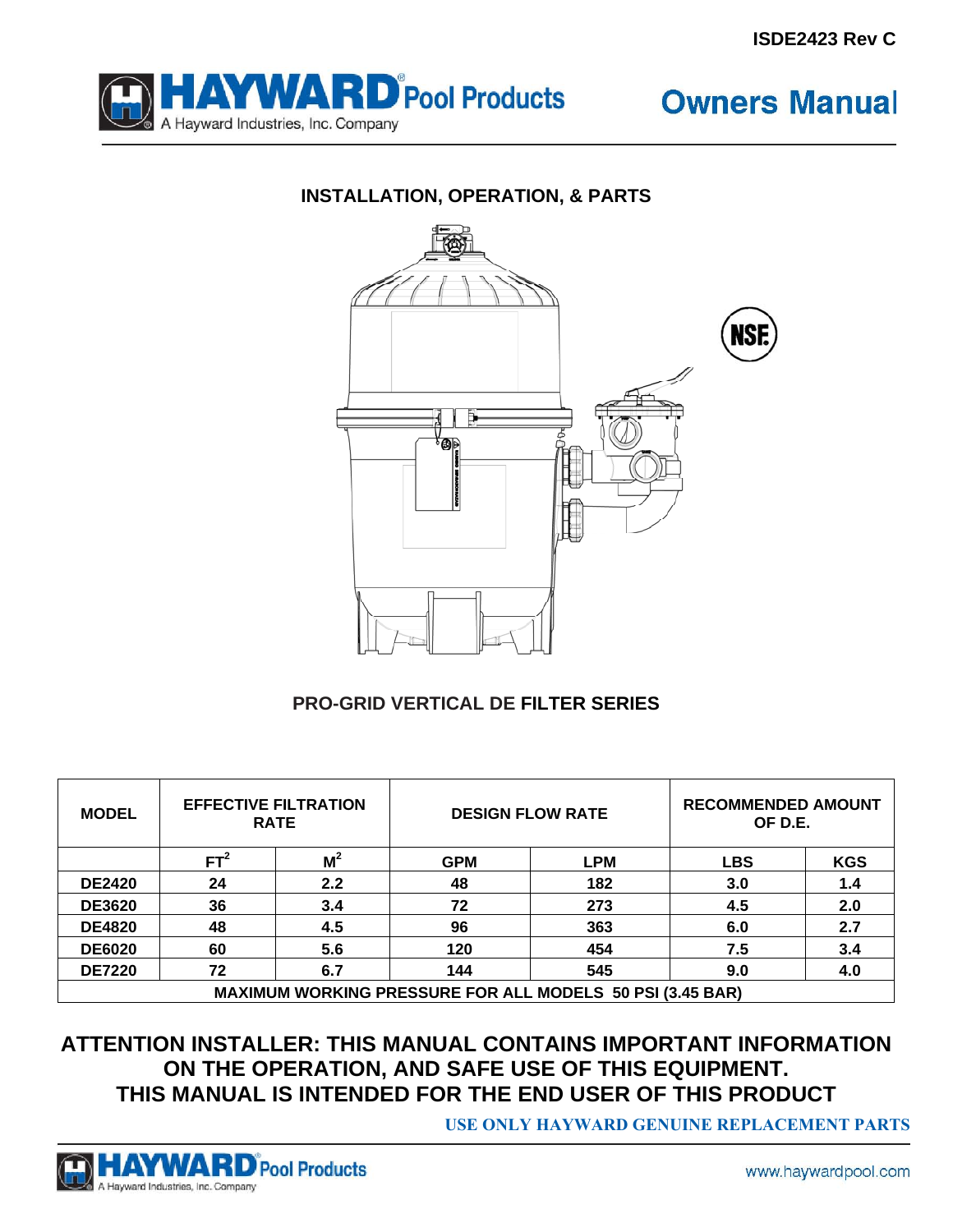ISDE2423 Rev C

# HAYWARD® Pool Products

A Hayward Industries, Inc. Company

# Owners Manual

## INSTALLATION, OPERATION, & PARTS

## PRO-GRID VERTICAL DE FILTER SERIES

| MODEL | EFFECTIVE FILTRATION RATE | | DESIGN FLOW RATE | | RECOMMENDED AMOUNT OF D.E. | |
|---|---|---|---|---|---|---|
| | $FT^2$ | $M^2$ | GPM | LPM | LBS | KGS |
| DE2420 | 24 | 2.2 | 48 | 182 | 3.0 | 1.4 |
| DE3620 | 36 | 3.4 | 72 | 273 | 4.5 | 2.0 |
| DE4820 | 48 | 4.5 | 96 | 363 | 6.0 | 2.7 |
| DE6020 | 60 | 5.6 | 120 | 454 | 7.5 | 3.4 |
| DE7220 | 72 | 6.7 | 144 | 545 | 9.0 | 4.0 |
| MAXIMUM WORKING PRESSURE FOR ALL MODELS 50 PSI (3.45 BAR) | | | | | | |

**ATTENTION INSTALLER: THIS MANUAL CONTAINS IMPORTANT INFORMATION ON THE OPERATION, AND SAFE USE OF THIS EQUIPMENT. THIS MANUAL IS INTENDED FOR THE END USER OF THIS PRODUCT**

**USE ONLY HAYWARD GENUINE REPLACEMENT PARTS**

www.haywardpool.com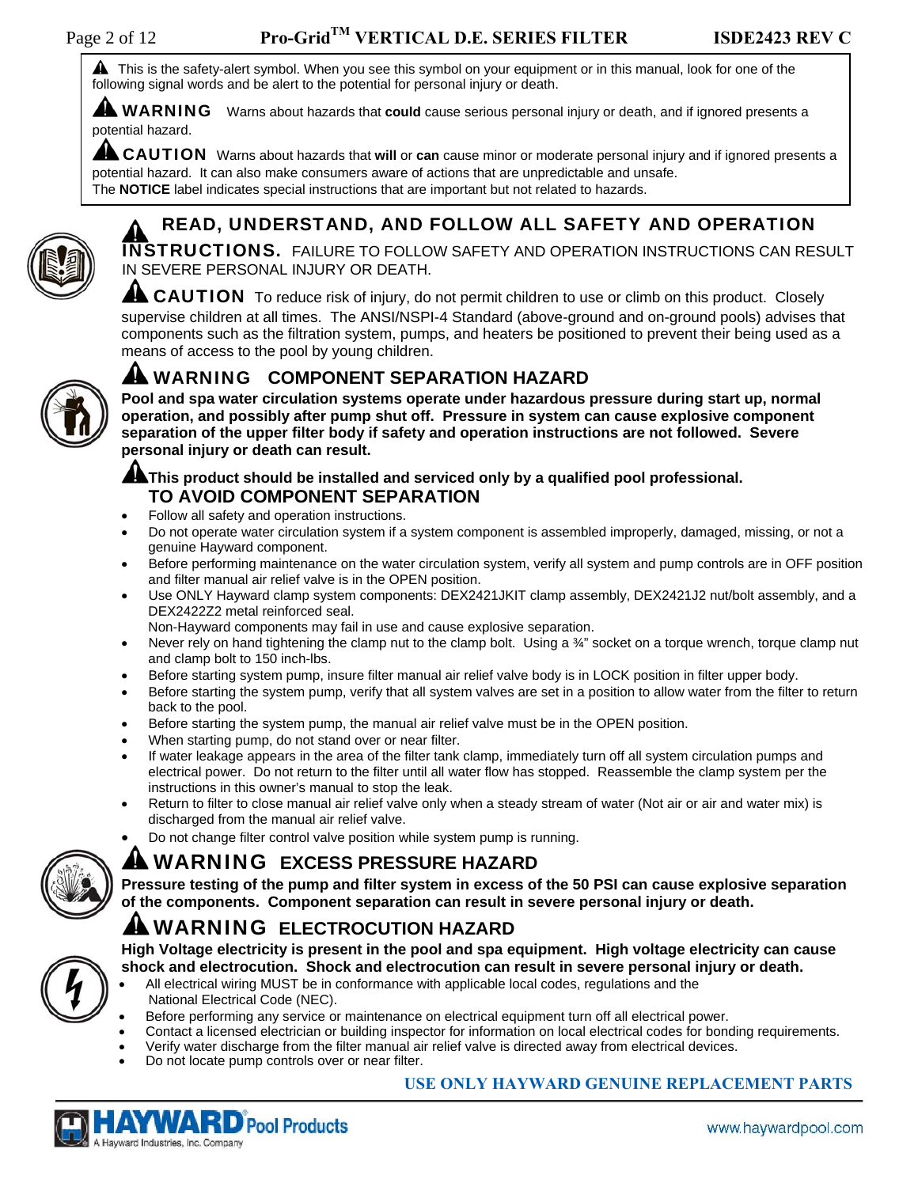⚠ This is the safety-alert symbol. When you see this symbol on your equipment or in this manual, look for one of the following signal words and be alert to the potential for personal injury or death.

⚠ **WARNING** Warns about hazards that **could** cause serious personal injury or death, and if ignored presents a potential hazard.

⚠ **CAUTION** Warns about hazards that **will** or **can** cause minor or moderate personal injury and if ignored presents a potential hazard. It can also make consumers aware of actions that are unpredictable and unsafe.

The **NOTICE** label indicates special instructions that are important but not related to hazards.

## ⚠ READ, UNDERSTAND, AND FOLLOW ALL SAFETY AND OPERATION INSTRUCTIONS.

FAILURE TO FOLLOW SAFETY AND OPERATION INSTRUCTIONS CAN RESULT IN SEVERE PERSONAL INJURY OR DEATH.

⚠ **CAUTION** To reduce risk of injury, do not permit children to use or climb on this product. Closely supervise children at all times. The ANSI/NSPI-4 Standard (above-ground and on-ground pools) advises that components such as the filtration system, pumps, and heaters be positioned to prevent their being used as a means of access to the pool by young children.

## ⚠ WARNING COMPONENT SEPARATION HAZARD

**Pool and spa water circulation systems operate under hazardous pressure during start up, normal operation, and possibly after pump shut off. Pressure in system can cause explosive component separation of the upper filter body if safety and operation instructions are not followed. Severe personal injury or death can result.**

⚠ **This product should be installed and serviced only by a qualified pool professional.**

### TO AVOID COMPONENT SEPARATION

- Follow all safety and operation instructions.
- Do not operate water circulation system if a system component is assembled improperly, damaged, missing, or not a genuine Hayward component.
- Before performing maintenance on the water circulation system, verify all system and pump controls are in OFF position and filter manual air relief valve is in the OPEN position.
- Use ONLY Hayward clamp system components: DEX2421JKIT clamp assembly, DEX2421J2 nut/bolt assembly, and a DEX2422Z2 metal reinforced seal.
  Non-Hayward components may fail in use and cause explosive separation.
- Never rely on hand tightening the clamp nut to the clamp bolt. Using a ¾" socket on a torque wrench, torque clamp nut and clamp bolt to 150 inch-lbs.
- Before starting system pump, insure filter manual air relief valve body is in LOCK position in filter upper body.
- Before starting the system pump, verify that all system valves are set in a position to allow water from the filter to return back to the pool.
- Before starting the system pump, the manual air relief valve must be in the OPEN position.
- When starting pump, do not stand over or near filter.
- If water leakage appears in the area of the filter tank clamp, immediately turn off all system circulation pumps and electrical power. Do not return to the filter until all water flow has stopped. Reassemble the clamp system per the instructions in this owner's manual to stop the leak.
- Return to filter to close manual air relief valve only when a steady stream of water (Not air or air and water mix) is discharged from the manual air relief valve.
- Do not change filter control valve position while system pump is running.

## ⚠ WARNING EXCESS PRESSURE HAZARD

**Pressure testing of the pump and filter system in excess of the 50 PSI can cause explosive separation of the components. Component separation can result in severe personal injury or death.**

## ⚠ WARNING ELECTROCUTION HAZARD

**High Voltage electricity is present in the pool and spa equipment. High voltage electricity can cause shock and electrocution. Shock and electrocution can result in severe personal injury or death.**

- All electrical wiring MUST be in conformance with applicable local codes, regulations and the National Electrical Code (NEC).
- Before performing any service or maintenance on electrical equipment turn off all electrical power.
- Contact a licensed electrician or building inspector for information on local electrical codes for bonding requirements.
- Verify water discharge from the filter manual air relief valve is directed away from electrical devices.
- Do not locate pump controls over or near filter.

**USE ONLY HAYWARD GENUINE REPLACEMENT PARTS**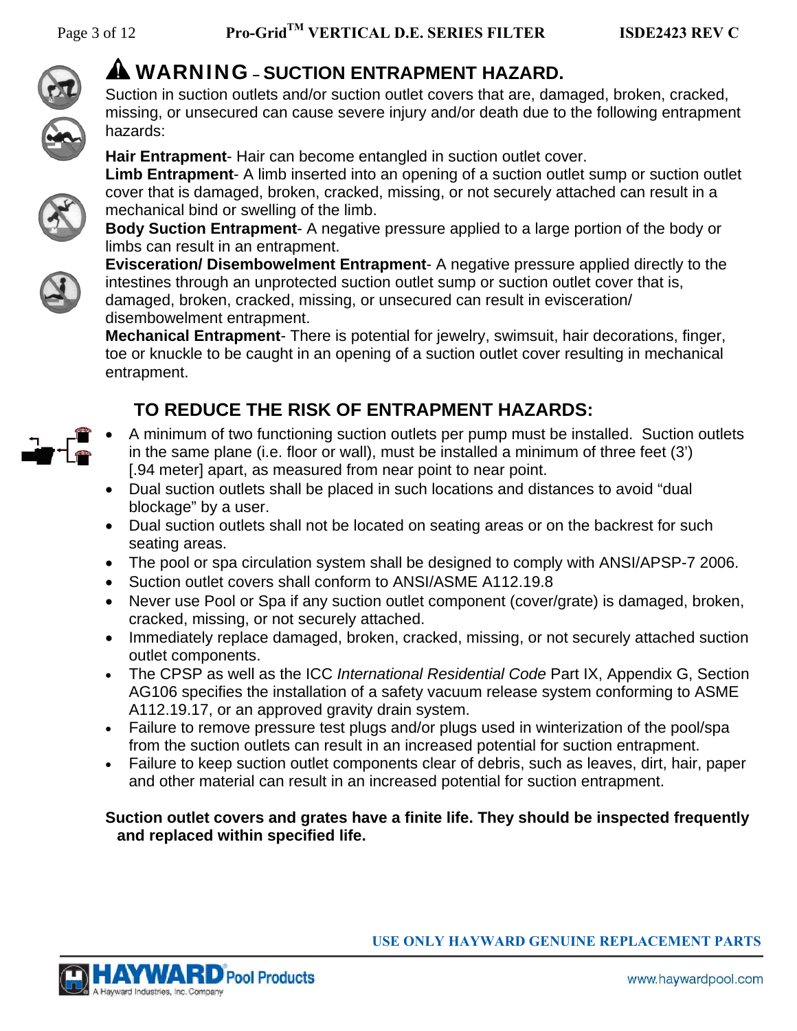## ⚠ WARNING – SUCTION ENTRAPMENT HAZARD.

Suction in suction outlets and/or suction outlet covers that are, damaged, broken, cracked, missing, or unsecured can cause severe injury and/or death due to the following entrapment hazards:

**Hair Entrapment**- Hair can become entangled in suction outlet cover.
**Limb Entrapment**- A limb inserted into an opening of a suction outlet sump or suction outlet cover that is damaged, broken, cracked, missing, or not securely attached can result in a mechanical bind or swelling of the limb.
**Body Suction Entrapment**- A negative pressure applied to a large portion of the body or limbs can result in an entrapment.
**Evisceration/ Disembowelment Entrapment**- A negative pressure applied directly to the intestines through an unprotected suction outlet sump or suction outlet cover that is, damaged, broken, cracked, missing, or unsecured can result in evisceration/ disembowelment entrapment.
**Mechanical Entrapment**- There is potential for jewelry, swimsuit, hair decorations, finger, toe or knuckle to be caught in an opening of a suction outlet cover resulting in mechanical entrapment.

### TO REDUCE THE RISK OF ENTRAPMENT HAZARDS:

- A minimum of two functioning suction outlets per pump must be installed. Suction outlets in the same plane (i.e. floor or wall), must be installed a minimum of three feet (3') [.94 meter] apart, as measured from near point to near point.
- Dual suction outlets shall be placed in such locations and distances to avoid "dual blockage" by a user.
- Dual suction outlets shall not be located on seating areas or on the backrest for such seating areas.
- The pool or spa circulation system shall be designed to comply with ANSI/APSP-7 2006.
- Suction outlet covers shall conform to ANSI/ASME A112.19.8
- Never use Pool or Spa if any suction outlet component (cover/grate) is damaged, broken, cracked, missing, or not securely attached.
- Immediately replace damaged, broken, cracked, missing, or not securely attached suction outlet components.
- The CPSP as well as the ICC *International Residential Code* Part IX, Appendix G, Section AG106 specifies the installation of a safety vacuum release system conforming to ASME A112.19.17, or an approved gravity drain system.
- Failure to remove pressure test plugs and/or plugs used in winterization of the pool/spa from the suction outlets can result in an increased potential for suction entrapment.
- Failure to keep suction outlet components clear of debris, such as leaves, dirt, hair, paper and other material can result in an increased potential for suction entrapment.

**Suction outlet covers and grates have a finite life. They should be inspected frequently and replaced within specified life.**

**USE ONLY HAYWARD GENUINE REPLACEMENT PARTS**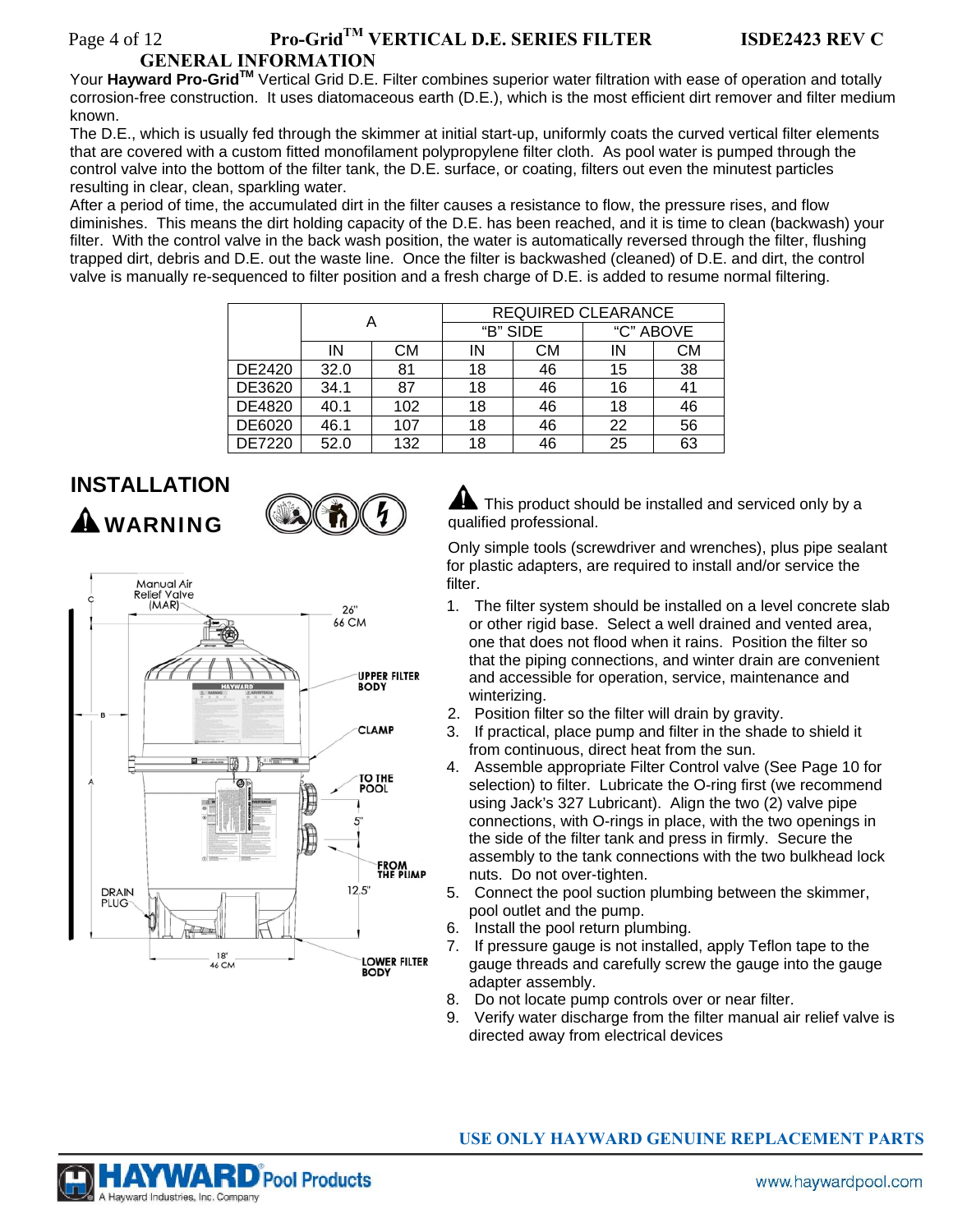## GENERAL INFORMATION

Your **Hayward Pro-Grid™** Vertical Grid D.E. Filter combines superior water filtration with ease of operation and totally corrosion-free construction. It uses diatomaceous earth (D.E.), which is the most efficient dirt remover and filter medium known.

The D.E., which is usually fed through the skimmer at initial start-up, uniformly coats the curved vertical filter elements that are covered with a custom fitted monofilament polypropylene filter cloth. As pool water is pumped through the control valve into the bottom of the filter tank, the D.E. surface, or coating, filters out even the minutest particles resulting in clear, clean, sparkling water.

After a period of time, the accumulated dirt in the filter causes a resistance to flow, the pressure rises, and flow diminishes. This means the dirt holding capacity of the D.E. has been reached, and it is time to clean (backwash) your filter. With the control valve in the back wash position, the water is automatically reversed through the filter, flushing trapped dirt, debris and D.E. out the waste line. Once the filter is backwashed (cleaned) of D.E. and dirt, the control valve is manually re-sequenced to filter position and a fresh charge of D.E. is added to resume normal filtering.

| | A | | REQUIRED CLEARANCE | | | |
|---|---|---|---|---|---|---|
| | | | "B" SIDE | | "C" ABOVE | |
| | IN | CM | IN | CM | IN | CM |
| DE2420 | 32.0 | 81 | 18 | 46 | 15 | 38 |
| DE3620 | 34.1 | 87 | 18 | 46 | 16 | 41 |
| DE4820 | 40.1 | 102 | 18 | 46 | 18 | 46 |
| DE6020 | 46.1 | 107 | 18 | 46 | 22 | 56 |
| DE7220 | 52.0 | 132 | 18 | 46 | 25 | 63 |

## INSTALLATION

**⚠ WARNING**

Manual Air Relief Valve (MAR)
26" 66 CM
UPPER FILTER BODY
CLAMP
TO THE POOL
5"
FROM THE PUMP
12.5"
DRAIN PLUG
18" 46 CM
LOWER FILTER BODY

⚠ This product should be installed and serviced only by a qualified professional.

Only simple tools (screwdriver and wrenches), plus pipe sealant for plastic adapters, are required to install and/or service the filter.

1. The filter system should be installed on a level concrete slab or other rigid base. Select a well drained and vented area, one that does not flood when it rains. Position the filter so that the piping connections, and winter drain are convenient and accessible for operation, service, maintenance and winterizing.
2. Position filter so the filter will drain by gravity.
3. If practical, place pump and filter in the shade to shield it from continuous, direct heat from the sun.
4. Assemble appropriate Filter Control valve (See Page 10 for selection) to filter. Lubricate the O-ring first (we recommend using Jack's 327 Lubricant). Align the two (2) valve pipe connections, with O-rings in place, with the two openings in the side of the filter tank and press in firmly. Secure the assembly to the tank connections with the two bulkhead lock nuts. Do not over-tighten.
5. Connect the pool suction plumbing between the skimmer, pool outlet and the pump.
6. Install the pool return plumbing.
7. If pressure gauge is not installed, apply Teflon tape to the gauge threads and carefully screw the gauge into the gauge adapter assembly.
8. Do not locate pump controls over or near filter.
9. Verify water discharge from the filter manual air relief valve is directed away from electrical devices

USE ONLY HAYWARD GENUINE REPLACEMENT PARTS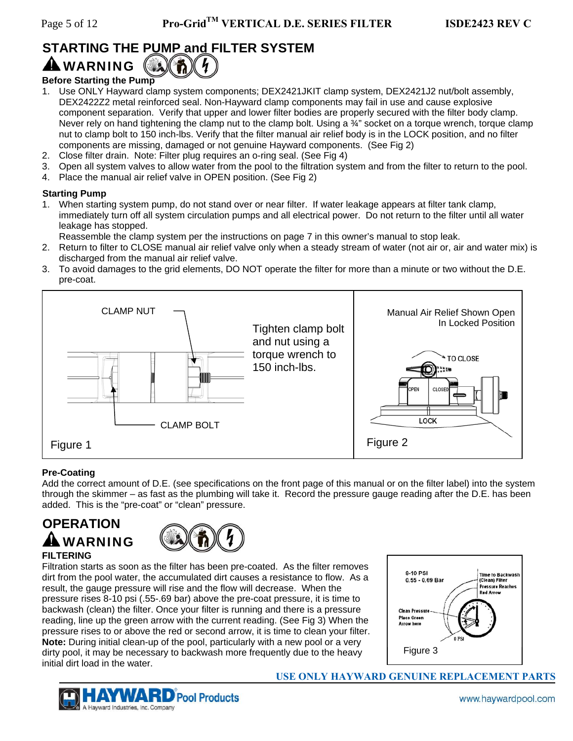## STARTING THE PUMP and FILTER SYSTEM

**⚠ WARNING**

### Before Starting the Pump

1. Use ONLY Hayward clamp system components; DEX2421JKIT clamp system, DEX2421J2 nut/bolt assembly, DEX2422Z2 metal reinforced seal. Non-Hayward clamp components may fail in use and cause explosive component separation. Verify that upper and lower filter bodies are properly secured with the filter body clamp. Never rely on hand tightening the clamp nut to the clamp bolt. Using a ¾" socket on a torque wrench, torque clamp nut to clamp bolt to 150 inch-lbs. Verify that the filter manual air relief body is in the LOCK position, and no filter components are missing, damaged or not genuine Hayward components. (See Fig 2)
2. Close filter drain. Note: Filter plug requires an o-ring seal. (See Fig 4)
3. Open all system valves to allow water from the pool to the filtration system and from the filter to return to the pool.
4. Place the manual air relief valve in OPEN position. (See Fig 2)

### Starting Pump

1. When starting system pump, do not stand over or near filter. If water leakage appears at filter tank clamp, immediately turn off all system circulation pumps and all electrical power. Do not return to the filter until all water leakage has stopped.
   Reassemble the clamp system per the instructions on page 7 in this owner's manual to stop leak.
2. Return to filter to CLOSE manual air relief valve only when a steady stream of water (not air or, air and water mix) is discharged from the manual air relief valve.
3. To avoid damages to the grid elements, DO NOT operate the filter for more than a minute or two without the D.E. pre-coat.

CLAMP NUT

CLAMP BOLT

Tighten clamp bolt and nut using a torque wrench to 150 inch-lbs.

Figure 1

Manual Air Relief Shown Open In Locked Position

TO CLOSE

OPEN CLOSED

LOCK

Figure 2

### Pre-Coating

Add the correct amount of D.E. (see specifications on the front page of this manual or on the filter label) into the system through the skimmer – as fast as the plumbing will take it. Record the pressure gauge reading after the D.E. has been added. This is the "pre-coat" or "clean" pressure.

## OPERATION

**⚠ WARNING**

### FILTERING

Filtration starts as soon as the filter has been pre-coated. As the filter removes dirt from the pool water, the accumulated dirt causes a resistance to flow. As a result, the gauge pressure will rise and the flow will decrease. When the pressure rises 8-10 psi (.55-.69 bar) above the pre-coat pressure, it is time to backwash (clean) the filter. Once your filter is running and there is a pressure reading, line up the green arrow with the current reading. (See Fig 3) When the pressure rises to or above the red or second arrow, it is time to clean your filter. **Note:** During initial clean-up of the pool, particularly with a new pool or a very dirty pool, it may be necessary to backwash more frequently due to the heavy initial dirt load in the water.

8-10 PSI
0.55 - 0.69 Bar

Time to Backwash (Clean) Filter Pressure Reaches Red Arrow

Clean Pressure Place Green Arrow here

0 PSI

Figure 3

**USE ONLY HAYWARD GENUINE REPLACEMENT PARTS**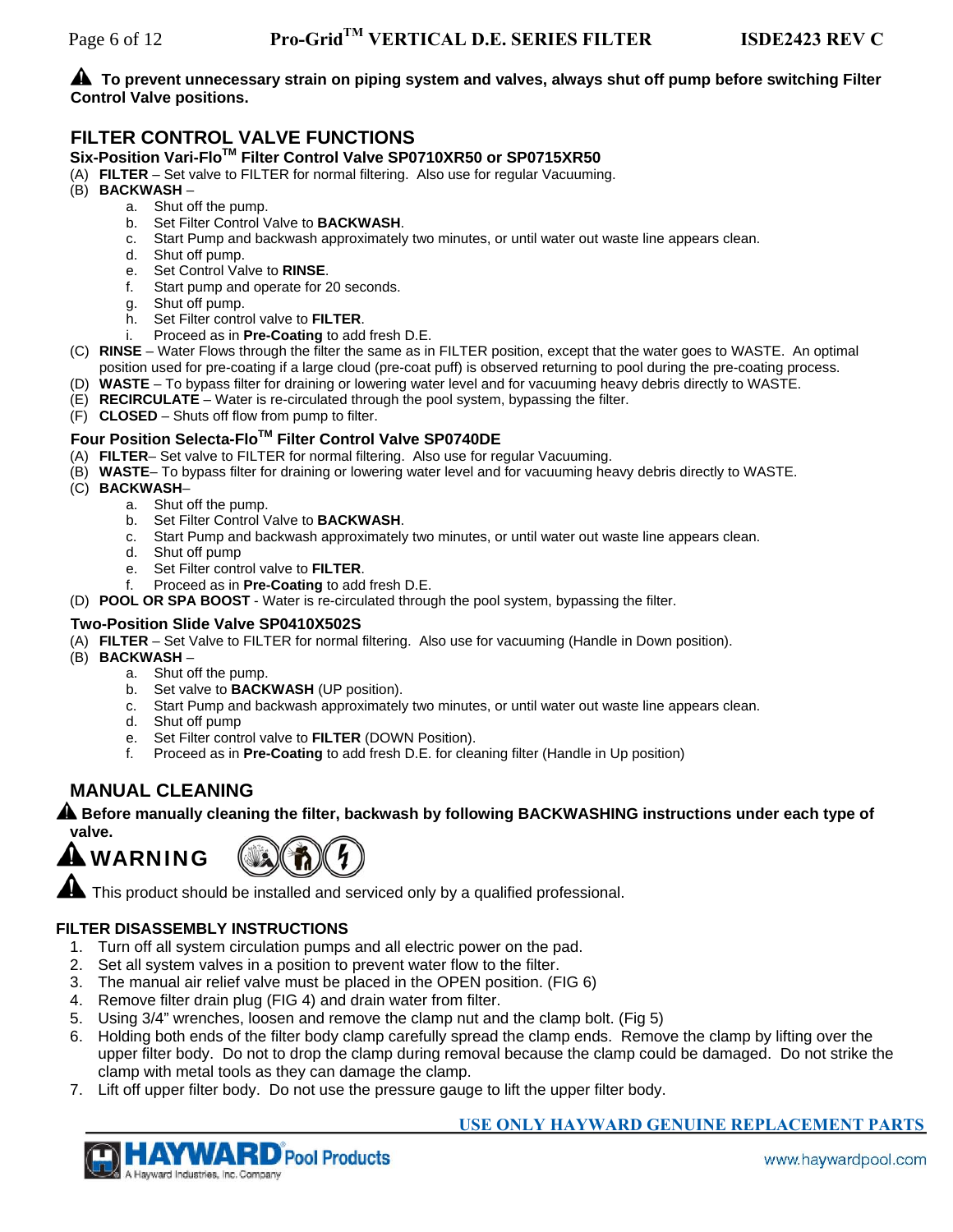⚠ **To prevent unnecessary strain on piping system and valves, always shut off pump before switching Filter Control Valve positions.**

## FILTER CONTROL VALVE FUNCTIONS

### Six-Position Vari-Flo™ Filter Control Valve SP0710XR50 or SP0715XR50

(A) **FILTER** – Set valve to FILTER for normal filtering. Also use for regular Vacuuming.

(B) **BACKWASH** –

- a. Shut off the pump.
- b. Set Filter Control Valve to **BACKWASH**.
- c. Start Pump and backwash approximately two minutes, or until water out waste line appears clean.
- d. Shut off pump.
- e. Set Control Valve to **RINSE**.
- f. Start pump and operate for 20 seconds.
- g. Shut off pump.
- h. Set Filter control valve to **FILTER**.
- i. Proceed as in **Pre-Coating** to add fresh D.E.

(C) **RINSE** – Water Flows through the filter the same as in FILTER position, except that the water goes to WASTE. An optimal position used for pre-coating if a large cloud (pre-coat puff) is observed returning to pool during the pre-coating process.

(D) **WASTE** – To bypass filter for draining or lowering water level and for vacuuming heavy debris directly to WASTE.

(E) **RECIRCULATE** – Water is re-circulated through the pool system, bypassing the filter.

(F) **CLOSED** – Shuts off flow from pump to filter.

### Four Position Selecta-Flo™ Filter Control Valve SP0740DE

(A) **FILTER**– Set valve to FILTER for normal filtering. Also use for regular Vacuuming.

(B) **WASTE**– To bypass filter for draining or lowering water level and for vacuuming heavy debris directly to WASTE.

(C) **BACKWASH**–

- a. Shut off the pump.
- b. Set Filter Control Valve to **BACKWASH**.
- c. Start Pump and backwash approximately two minutes, or until water out waste line appears clean.
- d. Shut off pump
- e. Set Filter control valve to **FILTER**.
- f. Proceed as in **Pre-Coating** to add fresh D.E.

(D) **POOL OR SPA BOOST** - Water is re-circulated through the pool system, bypassing the filter.

### Two-Position Slide Valve SP0410X502S

(A) **FILTER** – Set Valve to FILTER for normal filtering. Also use for vacuuming (Handle in Down position).

(B) **BACKWASH** –

- a. Shut off the pump.
- b. Set valve to **BACKWASH** (UP position).
- c. Start Pump and backwash approximately two minutes, or until water out waste line appears clean.
- d. Shut off pump
- e. Set Filter control valve to **FILTER** (DOWN Position).
- f. Proceed as in **Pre-Coating** to add fresh D.E. for cleaning filter (Handle in Up position)

## MANUAL CLEANING

⚠ **Before manually cleaning the filter, backwash by following BACKWASHING instructions under each type of valve.**

⚠ **WARNING**

⚠ This product should be installed and serviced only by a qualified professional.

### FILTER DISASSEMBLY INSTRUCTIONS

1. Turn off all system circulation pumps and all electric power on the pad.
2. Set all system valves in a position to prevent water flow to the filter.
3. The manual air relief valve must be placed in the OPEN position. (FIG 6)
4. Remove filter drain plug (FIG 4) and drain water from filter.
5. Using 3/4" wrenches, loosen and remove the clamp nut and the clamp bolt. (Fig 5)
6. Holding both ends of the filter body clamp carefully spread the clamp ends. Remove the clamp by lifting over the upper filter body. Do not to drop the clamp during removal because the clamp could be damaged. Do not strike the clamp with metal tools as they can damage the clamp.
7. Lift off upper filter body. Do not use the pressure gauge to lift the upper filter body.

USE ONLY HAYWARD GENUINE REPLACEMENT PARTS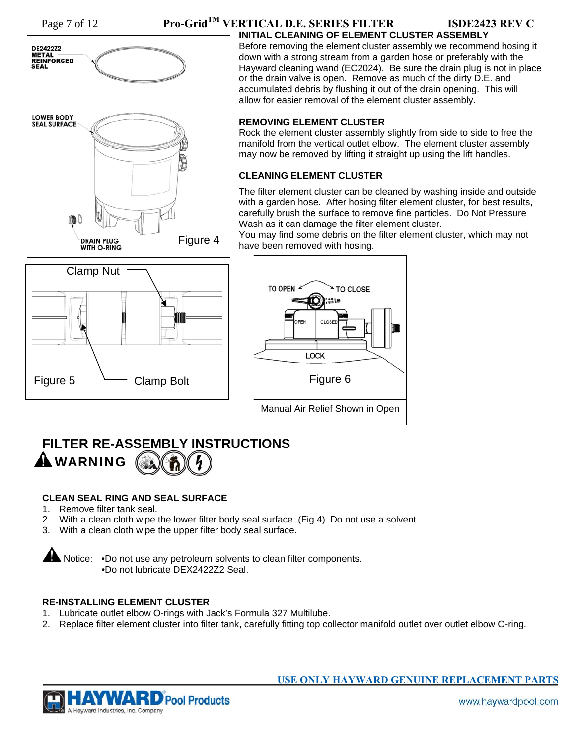DE2422Z2 METAL REINFORCED SEAL

LOWER BODY SEAL SURFACE

DRAIN PLUG WITH O-RING

Figure 4

Clamp Nut

Figure 5

Clamp Bolt

### INITIAL CLEANING OF ELEMENT CLUSTER ASSEMBLY

Before removing the element cluster assembly we recommend hosing it down with a strong stream from a garden hose or preferably with the Hayward cleaning wand (EC2024). Be sure the drain plug is not in place or the drain valve is open. Remove as much of the dirty D.E. and accumulated debris by flushing it out of the drain opening. This will allow for easier removal of the element cluster assembly.

### REMOVING ELEMENT CLUSTER

Rock the element cluster assembly slightly from side to side to free the manifold from the vertical outlet elbow. The element cluster assembly may now be removed by lifting it straight up using the lift handles.

### CLEANING ELEMENT CLUSTER

The filter element cluster can be cleaned by washing inside and outside with a garden hose. After hosing filter element cluster, for best results, carefully brush the surface to remove fine particles. Do Not Pressure Wash as it can damage the filter element cluster.

You may find some debris on the filter element cluster, which may not have been removed with hosing.

TO OPEN TO CLOSE

OPEN CLOSED

LOCK

Figure 6

Manual Air Relief Shown in Open

## FILTER RE-ASSEMBLY INSTRUCTIONS

**WARNING**

### CLEAN SEAL RING AND SEAL SURFACE

1. Remove filter tank seal.
2. With a clean cloth wipe the lower filter body seal surface. (Fig 4) Do not use a solvent.
3. With a clean cloth wipe the upper filter body seal surface.

Notice:
- Do not use any petroleum solvents to clean filter components.
- Do not lubricate DEX2422Z2 Seal.

### RE-INSTALLING ELEMENT CLUSTER

1. Lubricate outlet elbow O-rings with Jack's Formula 327 Multilube.
2. Replace filter element cluster into filter tank, carefully fitting top collector manifold outlet over outlet elbow O-ring.

USE ONLY HAYWARD GENUINE REPLACEMENT PARTS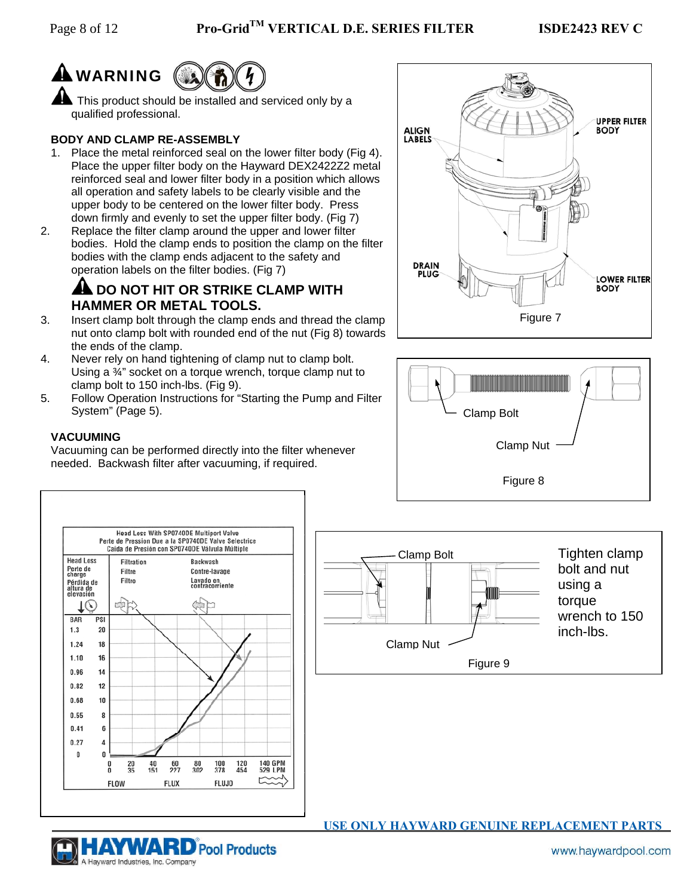## ⚠ WARNING

⚠ This product should be installed and serviced only by a qualified professional.

### BODY AND CLAMP RE-ASSEMBLY

1. Place the metal reinforced seal on the lower filter body (Fig 4). Place the upper filter body on the Hayward DEX2422Z2 metal reinforced seal and lower filter body in a position which allows all operation and safety labels to be clearly visible and the upper body to be centered on the lower filter body. Press down firmly and evenly to set the upper filter body. (Fig 7)
2. Replace the filter clamp around the upper and lower filter bodies. Hold the clamp ends to position the clamp on the filter bodies with the clamp ends adjacent to the safety and operation labels on the filter bodies. (Fig 7)

   **⚠ DO NOT HIT OR STRIKE CLAMP WITH HAMMER OR METAL TOOLS.**

3. Insert clamp bolt through the clamp ends and thread the clamp nut onto clamp bolt with rounded end of the nut (Fig 8) towards the ends of the clamp.
4. Never rely on hand tightening of clamp nut to clamp bolt. Using a ¾" socket on a torque wrench, torque clamp nut to clamp bolt to 150 inch-lbs. (Fig 9).
5. Follow Operation Instructions for "Starting the Pump and Filter System" (Page 5).

### VACUUMING

Vacuuming can be performed directly into the filter whenever needed. Backwash filter after vacuuming, if required.

ALIGN LABELS — UPPER FILTER BODY — DRAIN PLUG — LOWER FILTER BODY

Figure 7

Clamp Bolt — Clamp Nut

Figure 8

Head Loss With SP0740DE Multiport Valve
Perte de Pression Due a la SP0740DE Valve Selectrice
Caida de Presion con SP0740DE Válvula Múltiple

Head Loss / Perte de charge / Pérdida de altura de elevación — Filtration / Filtre / Filtro — Backwash / Contre-lavage / Lavado en contracorriente

| BAR | PSI |
|---|---|
| 1.3 | 20 |
| 1.24 | 18 |
| 1.10 | 16 |
| 0.96 | 14 |
| 0.82 | 12 |
| 0.68 | 10 |
| 0.55 | 8 |
| 0.41 | 6 |
| 0.27 | 4 |
| 0 | 0 |

| GPM | 0 | 20 | 40 | 60 | 80 | 100 | 120 | 140 |
|---|---|---|---|---|---|---|---|---|
| LPM | 0 | 35 | 151 | 227 | 302 | 378 | 454 | 529 |

FLOW — FLUX — FLUJO

Clamp Bolt — Clamp Nut

Tighten clamp bolt and nut using a torque wrench to 150 inch-lbs.

Figure 9

USE ONLY HAYWARD GENUINE REPLACEMENT PARTS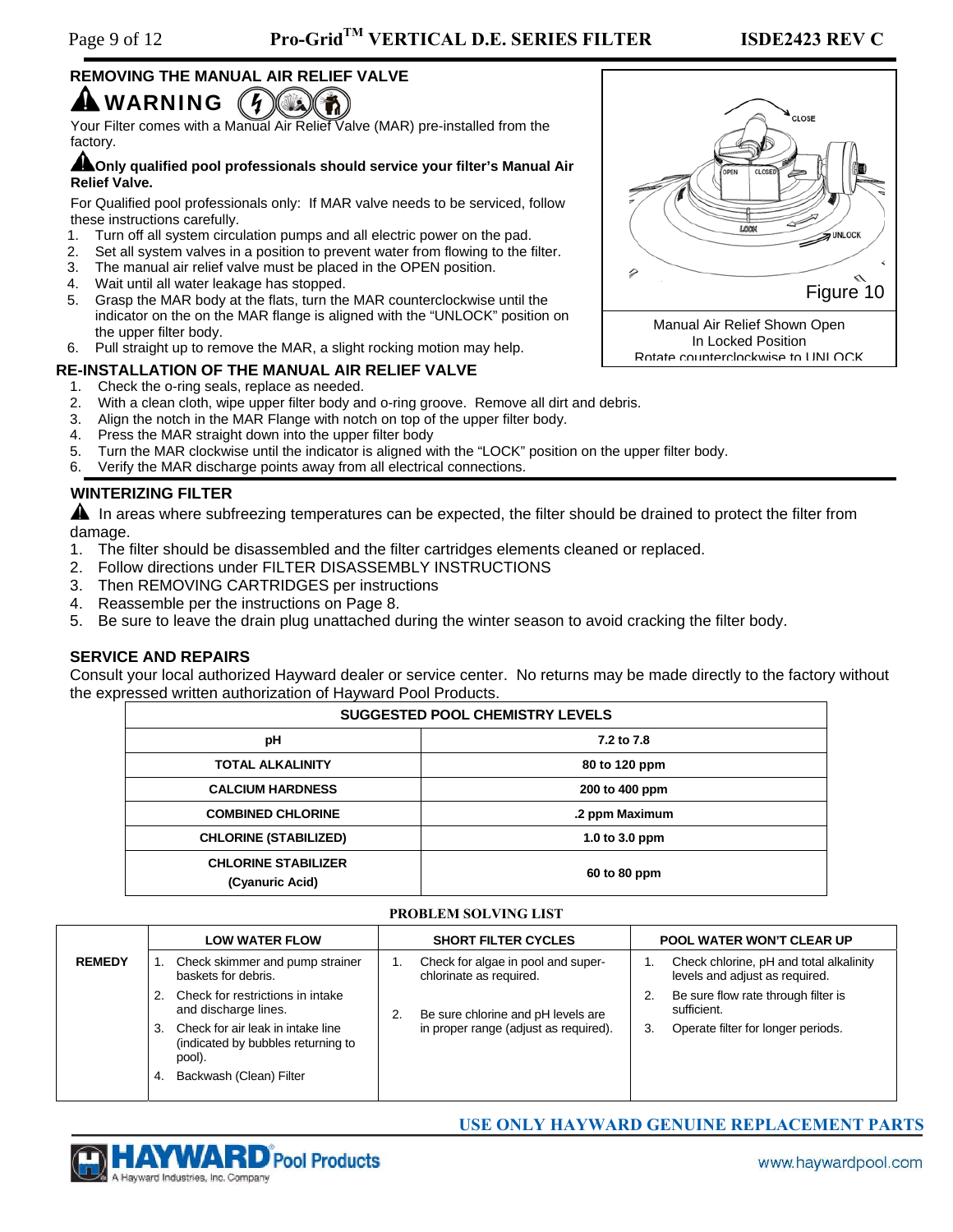## REMOVING THE MANUAL AIR RELIEF VALVE

**WARNING**

Your Filter comes with a Manual Air Relief Valve (MAR) pre-installed from the factory.

**Only qualified pool professionals should service your filter's Manual Air Relief Valve.**

For Qualified pool professionals only: If MAR valve needs to be serviced, follow these instructions carefully.

1. Turn off all system circulation pumps and all electric power on the pad.
2. Set all system valves in a position to prevent water from flowing to the filter.
3. The manual air relief valve must be placed in the OPEN position.
4. Wait until all water leakage has stopped.
5. Grasp the MAR body at the flats, turn the MAR counterclockwise until the indicator on the on the MAR flange is aligned with the "UNLOCK" position on the upper filter body.
6. Pull straight up to remove the MAR, a slight rocking motion may help.

Figure 10

Manual Air Relief Shown Open In Locked Position Rotate counterclockwise to UNLOCK

## RE-INSTALLATION OF THE MANUAL AIR RELIEF VALVE

1. Check the o-ring seals, replace as needed.
2. With a clean cloth, wipe upper filter body and o-ring groove. Remove all dirt and debris.
3. Align the notch in the MAR Flange with notch on top of the upper filter body.
4. Press the MAR straight down into the upper filter body
5. Turn the MAR clockwise until the indicator is aligned with the "LOCK" position on the upper filter body.
6. Verify the MAR discharge points away from all electrical connections.

## WINTERIZING FILTER

In areas where subfreezing temperatures can be expected, the filter should be drained to protect the filter from damage.

1. The filter should be disassembled and the filter cartridges elements cleaned or replaced.
2. Follow directions under FILTER DISASSEMBLY INSTRUCTIONS
3. Then REMOVING CARTRIDGES per instructions
4. Reassemble per the instructions on Page 8.
5. Be sure to leave the drain plug unattached during the winter season to avoid cracking the filter body.

## SERVICE AND REPAIRS

Consult your local authorized Hayward dealer or service center. No returns may be made directly to the factory without the expressed written authorization of Hayward Pool Products.

| SUGGESTED POOL CHEMISTRY LEVELS | |
|---|---|
| pH | 7.2 to 7.8 |
| TOTAL ALKALINITY | 80 to 120 ppm |
| CALCIUM HARDNESS | 200 to 400 ppm |
| COMBINED CHLORINE | .2 ppm Maximum |
| CHLORINE (STABILIZED) | 1.0 to 3.0 ppm |
| CHLORINE STABILIZER (Cyanuric Acid) | 60 to 80 ppm |

**PROBLEM SOLVING LIST**

| | LOW WATER FLOW | SHORT FILTER CYCLES | POOL WATER WON'T CLEAR UP |
|---|---|---|---|
| **REMEDY** | 1. Check skimmer and pump strainer baskets for debris.<br>2. Check for restrictions in intake and discharge lines.<br>3. Check for air leak in intake line (indicated by bubbles returning to pool).<br>4. Backwash (Clean) Filter | 1. Check for algae in pool and super-chlorinate as required.<br>2. Be sure chlorine and pH levels are in proper range (adjust as required). | 1. Check chlorine, pH and total alkalinity levels and adjust as required.<br>2. Be sure flow rate through filter is sufficient.<br>3. Operate filter for longer periods. |

**USE ONLY HAYWARD GENUINE REPLACEMENT PARTS**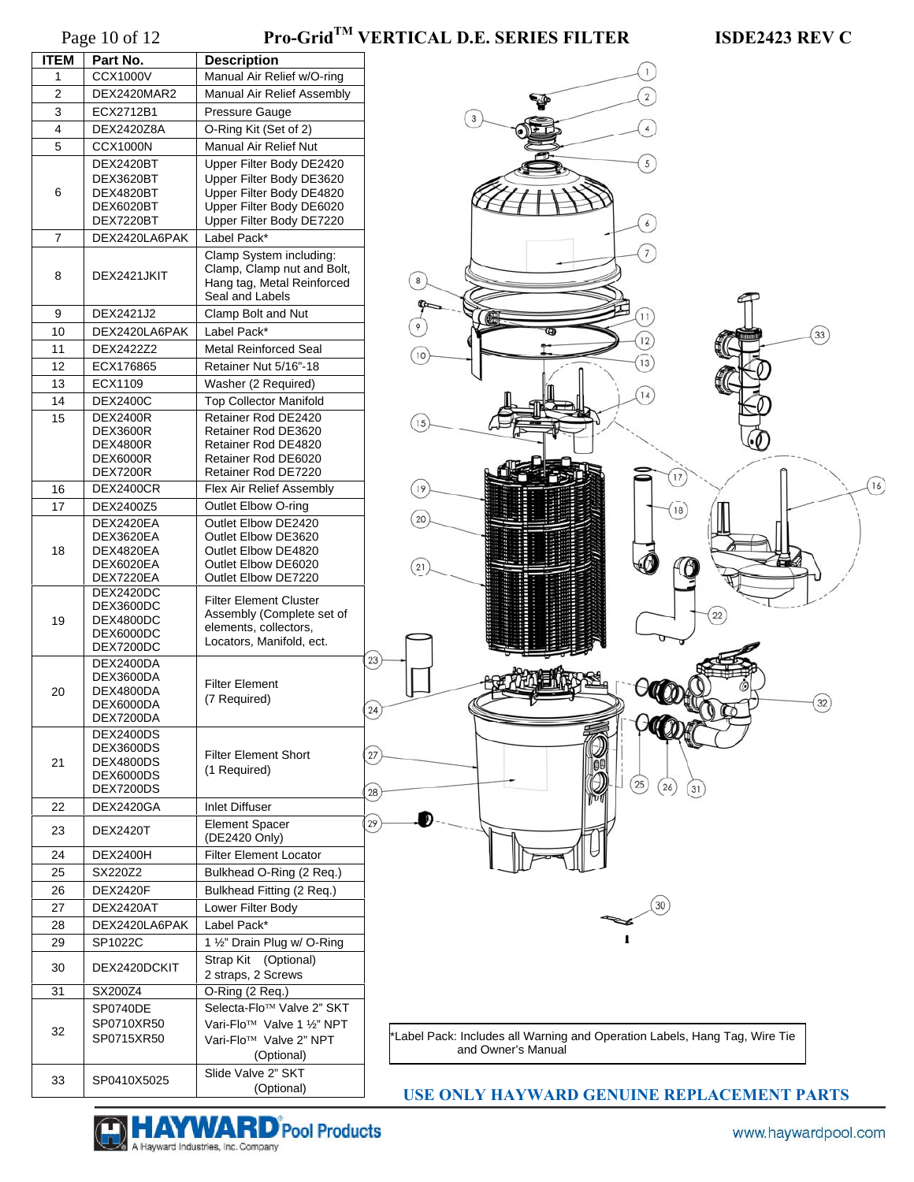# Pro-Grid™ VERTICAL D.E. SERIES FILTER

ISDE2423 REV C

| ITEM | Part No. | Description |
|---|---|---|
| 1 | CCX1000V | Manual Air Relief w/O-ring |
| 2 | DEX2420MAR2 | Manual Air Relief Assembly |
| 3 | ECX2712B1 | Pressure Gauge |
| 4 | DEX2420Z8A | O-Ring Kit (Set of 2) |
| 5 | CCX1000N | Manual Air Relief Nut |
| 6 | DEX2420BT<br>DEX3620BT<br>DEX4820BT<br>DEX6020BT<br>DEX7220BT | Upper Filter Body DE2420<br>Upper Filter Body DE3620<br>Upper Filter Body DE4820<br>Upper Filter Body DE6020<br>Upper Filter Body DE7220 |
| 7 | DEX2420LA6PAK | Label Pack* |
| 8 | DEX2421JKIT | Clamp System including: Clamp, Clamp nut and Bolt, Hang tag, Metal Reinforced Seal and Labels |
| 9 | DEX2421J2 | Clamp Bolt and Nut |
| 10 | DEX2420LA6PAK | Label Pack* |
| 11 | DEX2422Z2 | Metal Reinforced Seal |
| 12 | ECX176865 | Retainer Nut 5/16"-18 |
| 13 | ECX1109 | Washer (2 Required) |
| 14 | DEX2400C | Top Collector Manifold |
| 15 | DEX2400R<br>DEX3600R<br>DEX4800R<br>DEX6000R<br>DEX7200R | Retainer Rod DE2420<br>Retainer Rod DE3620<br>Retainer Rod DE4820<br>Retainer Rod DE6020<br>Retainer Rod DE7220 |
| 16 | DEX2400CR | Flex Air Relief Assembly |
| 17 | DEX2400Z5 | Outlet Elbow O-ring |
| 18 | DEX2420EA<br>DEX3620EA<br>DEX4820EA<br>DEX6020EA<br>DEX7220EA | Outlet Elbow DE2420<br>Outlet Elbow DE3620<br>Outlet Elbow DE4820<br>Outlet Elbow DE6020<br>Outlet Elbow DE7220 |
| 19 | DEX2420DC<br>DEX3600DC<br>DEX4800DC<br>DEX6000DC<br>DEX7200DC | Filter Element Cluster Assembly (Complete set of elements, collectors, Locators, Manifold, ect. |
| 20 | DEX2400DA<br>DEX3600DA<br>DEX4800DA<br>DEX6000DA<br>DEX7200DA | Filter Element (7 Required) |
| 21 | DEX2400DS<br>DEX3600DS<br>DEX4800DS<br>DEX6000DS<br>DEX7200DS | Filter Element Short (1 Required) |
| 22 | DEX2420GA | Inlet Diffuser |
| 23 | DEX2420T | Element Spacer (DE2420 Only) |
| 24 | DEX2400H | Filter Element Locator |
| 25 | SX220Z2 | Bulkhead O-Ring (2 Req.) |
| 26 | DEX2420F | Bulkhead Fitting (2 Req.) |
| 27 | DEX2420AT | Lower Filter Body |
| 28 | DEX2420LA6PAK | Label Pack* |
| 29 | SP1022C | 1 ½" Drain Plug w/ O-Ring |
| 30 | DEX2420DCKIT | Strap Kit (Optional) 2 straps, 2 Screws |
| 31 | SX200Z4 | O-Ring (2 Req.) |
| 32 | SP0740DE<br>SP0710XR50<br>SP0715XR50 | Selecta-Flo™ Valve 2" SKT<br>Vari-Flo™ Valve 1 ½" NPT<br>Vari-Flo™ Valve 2" NPT (Optional) |
| 33 | SP0410X5025 | Slide Valve 2" SKT (Optional) |

*Label Pack: Includes all Warning and Operation Labels, Hang Tag, Wire Tie and Owner's Manual

**USE ONLY HAYWARD GENUINE REPLACEMENT PARTS**

HAYWARD Pool Products — A Hayward Industries, Inc. Company

www.haywardpool.com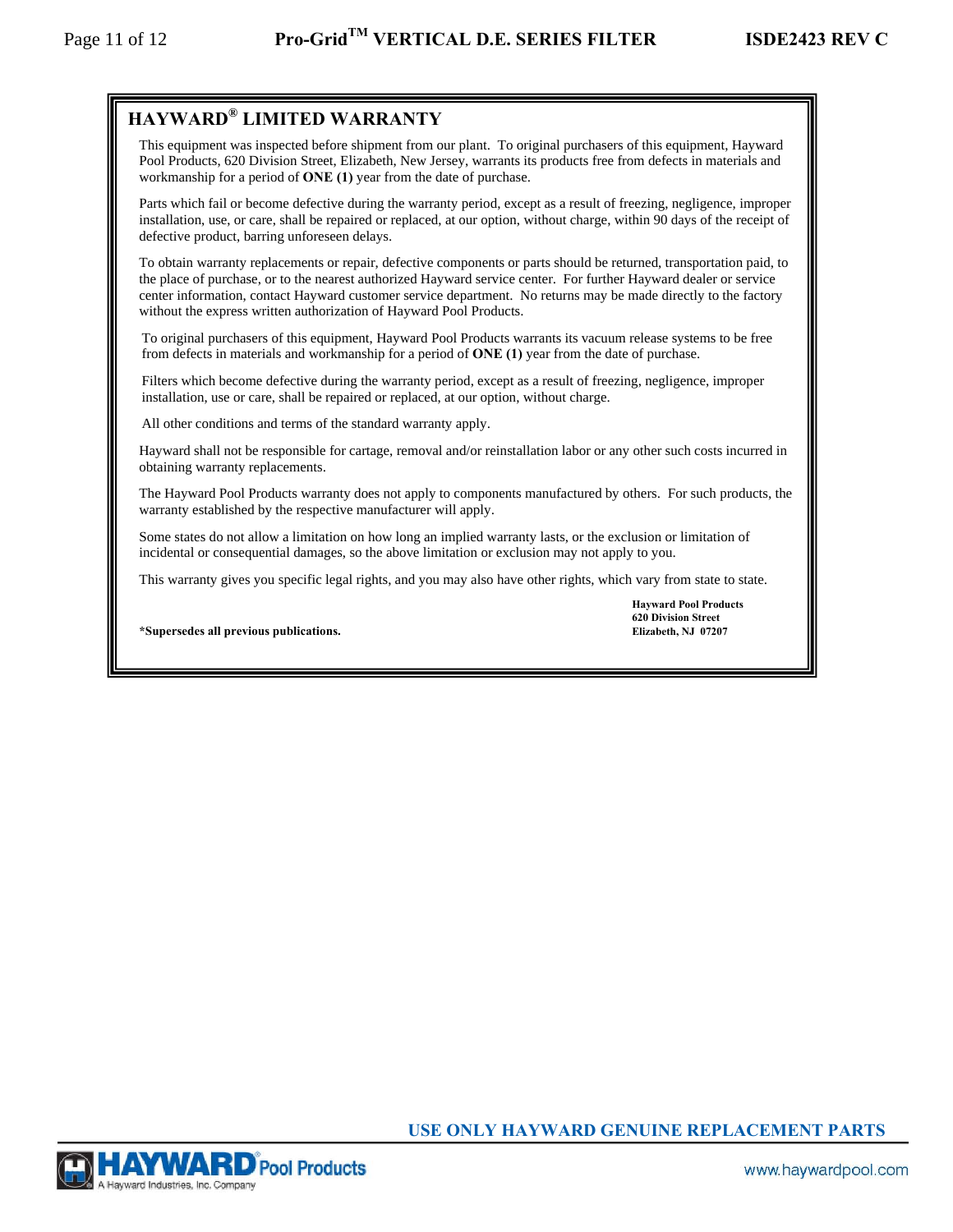## HAYWARD® LIMITED WARRANTY

This equipment was inspected before shipment from our plant. To original purchasers of this equipment, Hayward Pool Products, 620 Division Street, Elizabeth, New Jersey, warrants its products free from defects in materials and workmanship for a period of **ONE (1)** year from the date of purchase.

Parts which fail or become defective during the warranty period, except as a result of freezing, negligence, improper installation, use, or care, shall be repaired or replaced, at our option, without charge, within 90 days of the receipt of defective product, barring unforeseen delays.

To obtain warranty replacements or repair, defective components or parts should be returned, transportation paid, to the place of purchase, or to the nearest authorized Hayward service center. For further Hayward dealer or service center information, contact Hayward customer service department. No returns may be made directly to the factory without the express written authorization of Hayward Pool Products.

To original purchasers of this equipment, Hayward Pool Products warrants its vacuum release systems to be free from defects in materials and workmanship for a period of **ONE (1)** year from the date of purchase.

Filters which become defective during the warranty period, except as a result of freezing, negligence, improper installation, use or care, shall be repaired or replaced, at our option, without charge.

All other conditions and terms of the standard warranty apply.

Hayward shall not be responsible for cartage, removal and/or reinstallation labor or any other such costs incurred in obtaining warranty replacements.

The Hayward Pool Products warranty does not apply to components manufactured by others. For such products, the warranty established by the respective manufacturer will apply.

Some states do not allow a limitation on how long an implied warranty lasts, or the exclusion or limitation of incidental or consequential damages, so the above limitation or exclusion may not apply to you.

This warranty gives you specific legal rights, and you may also have other rights, which vary from state to state.

**Hayward Pool Products**
**620 Division Street**
**Elizabeth, NJ 07207**

***Supersedes all previous publications.**

**USE ONLY HAYWARD GENUINE REPLACEMENT PARTS**

HAYWARD® Pool Products
A Hayward Industries, Inc. Company

www.haywardpool.com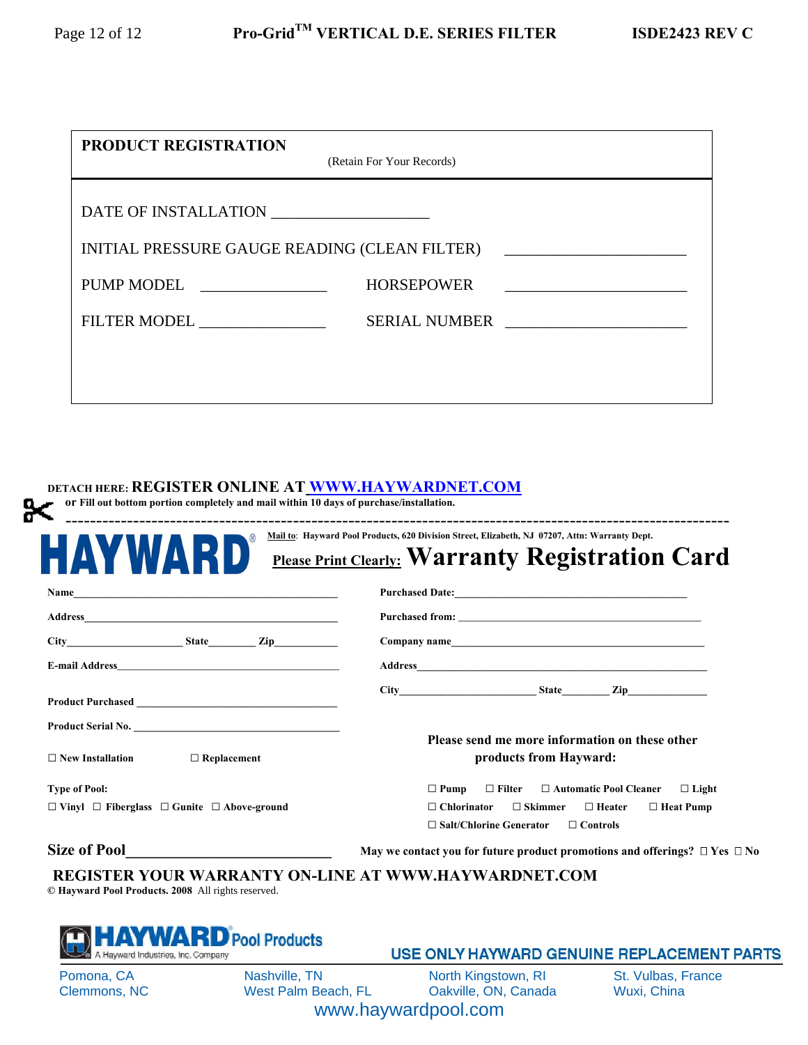## PRODUCT REGISTRATION

(Retain For Your Records)

DATE OF INSTALLATION ____________________

INITIAL PRESSURE GAUGE READING (CLEAN FILTER) ______________________

PUMP MODEL ________________ HORSEPOWER ______________________

FILTER MODEL ________________ SERIAL NUMBER ______________________

DETACH HERE: **REGISTER ONLINE AT WWW.HAYWARDNET.COM**

or Fill out bottom portion completely and mail within 10 days of purchase/installation.

---

**HAYWARD**®

Mail to: Hayward Pool Products, 620 Division Street, Elizabeth, NJ 07207, Attn: Warranty Dept.

**Please Print Clearly: Warranty Registration Card**

Name_______________________________________

Address_______________________________________

City____________________ State________ Zip___________

E-mail Address_______________________________________

Product Purchased _______________________________________

Product Serial No. _______________________________________

☐ New Installation ☐ Replacement

Type of Pool:

☐ Vinyl ☐ Fiberglass ☐ Gunite ☐ Above-ground

**Size of Pool**___________________________

Purchased Date:_______________________________________

Purchased from: _______________________________________

Company name_______________________________________

Address_______________________________________

City________________________ State________ Zip______________

**Please send me more information on these other products from Hayward:**

☐ Pump ☐ Filter ☐ Automatic Pool Cleaner ☐ Light

☐ Chlorinator ☐ Skimmer ☐ Heater ☐ Heat Pump

☐ Salt/Chlorine Generator ☐ Controls

May we contact you for future product promotions and offerings? ☐ Yes ☐ No

**REGISTER YOUR WARRANTY ON-LINE AT WWW.HAYWARDNET.COM**

© Hayward Pool Products. 2008 All rights reserved.

**HAYWARD® Pool Products**
A Hayward Industries, Inc. Company

**USE ONLY HAYWARD GENUINE REPLACEMENT PARTS**

Pomona, CA
Clemmons, NC
Nashville, TN
West Palm Beach, FL
North Kingstown, RI
Oakville, ON, Canada
St. Vulbas, France
Wuxi, China

www.haywardpool.com